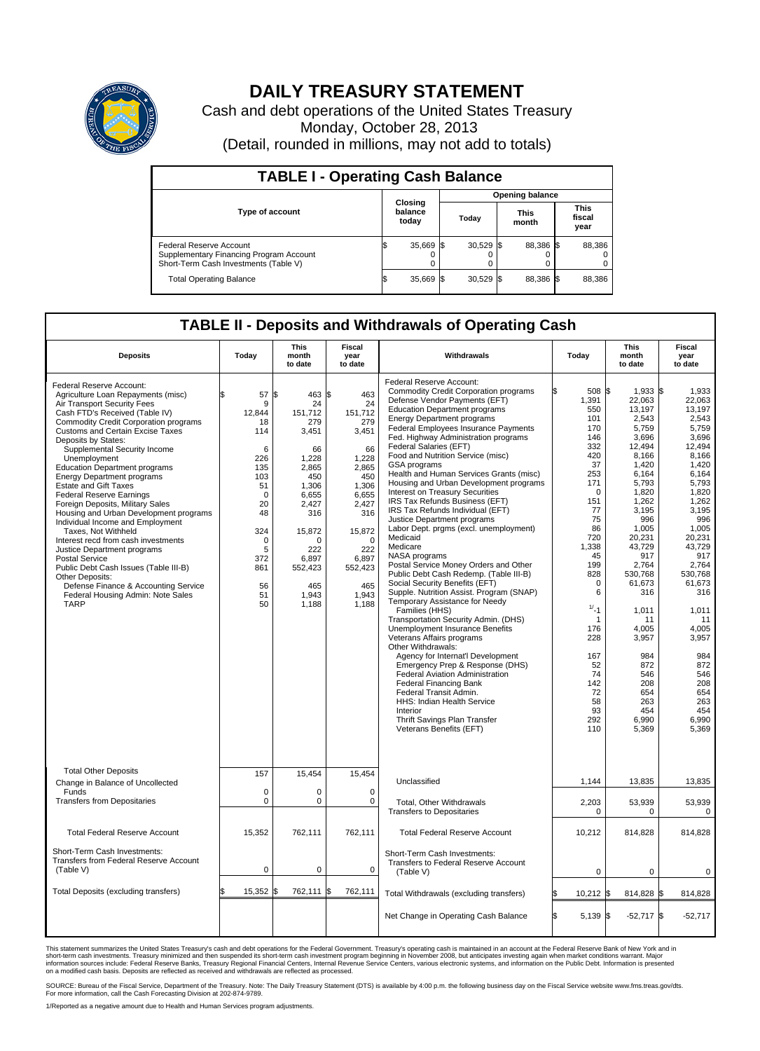# DAILY TREASURY STATEMENT

Cash and debt operations of the United States Treasury

Monday, October 28, 2013

(Detail, rounded in millions, may not add to totals)

## TABLE I - Operating Cash Balance

| Type of account | Closing balance today | Opening balance Today | Opening balance This month | Opening balance This fiscal year |
|---|---|---|---|---|
| Federal Reserve Account | $ 35,669 | $ 30,529 | $ 88,386 | $ 88,386 |
| Supplementary Financing Program Account | 0 | 0 | 0 | 0 |
| Short-Term Cash Investments (Table V) | 0 | 0 | 0 | 0 |
| Total Operating Balance | $ 35,669 | $ 30,529 | $ 88,386 | $ 88,386 |

## TABLE II - Deposits and Withdrawals of Operating Cash

| Deposits | Today | This month to date | Fiscal year to date | Withdrawals | Today | This month to date | Fiscal year to date |
|---|---|---|---|---|---|---|---|
| Federal Reserve Account: | | | | Federal Reserve Account: | | | |
| Agriculture Loan Repayments (misc) | $ 57 | $ 463 | $ 463 | Commodity Credit Corporation programs | $ 508 | $ 1,933 | $ 1,933 |
| Air Transport Security Fees | 9 | 24 | 24 | Defense Vendor Payments (EFT) | 1,391 | 22,063 | 22,063 |
| Cash FTD's Received (Table IV) | 12,844 | 151,712 | 151,712 | Education Department programs | 550 | 13,197 | 13,197 |
| Commodity Credit Corporation programs | 18 | 279 | 279 | Energy Department programs | 101 | 2,543 | 2,543 |
| Customs and Certain Excise Taxes | 114 | 3,451 | 3,451 | Federal Employees Insurance Payments | 170 | 5,759 | 5,759 |
| Deposits by States: | | | | Fed. Highway Administration programs | 146 | 3,696 | 3,696 |
| Supplemental Security Income | 6 | 66 | 66 | Federal Salaries (EFT) | 332 | 12,494 | 12,494 |
| Unemployment | 226 | 1,228 | 1,228 | Food and Nutrition Service (misc) | 420 | 8,166 | 8,166 |
| Education Department programs | 135 | 2,865 | 2,865 | GSA programs | 37 | 1,420 | 1,420 |
| Energy Department programs | 103 | 450 | 450 | Health and Human Services Grants (misc) | 253 | 6,164 | 6,164 |
| Estate and Gift Taxes | 51 | 1,306 | 1,306 | Housing and Urban Development programs | 171 | 5,793 | 5,793 |
| Federal Reserve Earnings | 0 | 6,655 | 6,655 | Interest on Treasury Securities | 0 | 1,820 | 1,820 |
| Foreign Deposits, Military Sales | 20 | 2,427 | 2,427 | IRS Tax Refunds Business (EFT) | 151 | 1,262 | 1,262 |
| Housing and Urban Development programs | 48 | 316 | 316 | IRS Tax Refunds Individual (EFT) | 77 | 3,195 | 3,195 |
| Individual Income and Employment Taxes, Not Withheld | 324 | 15,872 | 15,872 | Justice Department programs | 75 | 996 | 996 |
| Interest recd from cash investments | 0 | 0 | 0 | Labor Dept. prgms (excl. unemployment) | 86 | 1,005 | 1,005 |
| Justice Department programs | 5 | 222 | 222 | Medicaid | 720 | 20,231 | 20,231 |
| Postal Service | 372 | 6,897 | 6,897 | Medicare | 1,338 | 43,729 | 43,729 |
| Public Debt Cash Issues (Table III-B) | 861 | 552,423 | 552,423 | NASA programs | 45 | 917 | 917 |
| Other Deposits: | | | | Postal Service Money Orders and Other | 199 | 2,764 | 2,764 |
| Defense Finance & Accounting Service | 56 | 465 | 465 | Public Debt Cash Redemp. (Table III-B) | 828 | 530,768 | 530,768 |
| Federal Housing Admin: Note Sales | 51 | 1,943 | 1,943 | Social Security Benefits (EFT) | 0 | 61,673 | 61,673 |
| TARP | 50 | 1,188 | 1,188 | Supple. Nutrition Assist. Program (SNAP) | 6 | 316 | 316 |
| | | | | Temporary Assistance for Needy Families (HHS) | [1/] -1 | 1,011 | 1,011 |
| | | | | Transportation Security Admin. (DHS) | 1 | 11 | 11 |
| | | | | Unemployment Insurance Benefits | 176 | 4,005 | 4,005 |
| | | | | Veterans Affairs programs | 228 | 3,957 | 3,957 |
| | | | | Other Withdrawals: | | | |
| | | | | Agency for Internat'l Development | 167 | 984 | 984 |
| | | | | Emergency Prep & Response (DHS) | 52 | 872 | 872 |
| | | | | Federal Aviation Administration | 74 | 546 | 546 |
| | | | | Federal Financing Bank | 142 | 208 | 208 |
| | | | | Federal Transit Admin. | 72 | 654 | 654 |
| | | | | HHS: Indian Health Service | 58 | 263 | 263 |
| | | | | Interior | 93 | 454 | 454 |
| | | | | Thrift Savings Plan Transfer | 292 | 6,990 | 6,990 |
| | | | | Veterans Benefits (EFT) | 110 | 5,369 | 5,369 |
| Total Other Deposits | 157 | 15,454 | 15,454 | Unclassified | 1,144 | 13,835 | 13,835 |
| Change in Balance of Uncollected Funds | 0 | 0 | 0 | | | | |
| Transfers from Depositaries | 0 | 0 | 0 | Total, Other Withdrawals | 2,203 | 53,939 | 53,939 |
| | | | | Transfers to Depositaries | 0 | 0 | 0 |
| Total Federal Reserve Account | 15,352 | 762,111 | 762,111 | Total Federal Reserve Account | 10,212 | 814,828 | 814,828 |
| Short-Term Cash Investments: Transfers from Federal Reserve Account (Table V) | 0 | 0 | 0 | Short-Term Cash Investments: Transfers to Federal Reserve Account (Table V) | 0 | 0 | 0 |
| Total Deposits (excluding transfers) | $ 15,352 | $ 762,111 | $ 762,111 | Total Withdrawals (excluding transfers) | $ 10,212 | $ 814,828 | $ 814,828 |
| | | | | Net Change in Operating Cash Balance | $ 5,139 | $ -52,717 | $ -52,717 |

This statement summarizes the United States Treasury's cash and debt operations for the Federal Government. Treasury's operating cash is maintained in an account at the Federal Reserve Bank of New York and in short-term cash investments. Treasury minimized and then suspended its short-term cash investment program beginning in November 2008, but anticipates investing again when market conditions warrant. Major information sources include: Federal Reserve Banks, Treasury Regional Financial Centers, Internal Revenue Service Centers, various electronic systems, and information on the Public Debt. Information is presented on a modified cash basis. Deposits are reflected as received and withdrawals are reflected as processed.

SOURCE: Bureau of the Fiscal Service, Department of the Treasury. Note: The Daily Treasury Statement (DTS) is available by 4:00 p.m. the following business day on the Fiscal Service website www.fms.treas.gov/dts. For more information, call the Cash Forecasting Division at 202-874-9789.

1/Reported as a negative amount due to Health and Human Services program adjustments.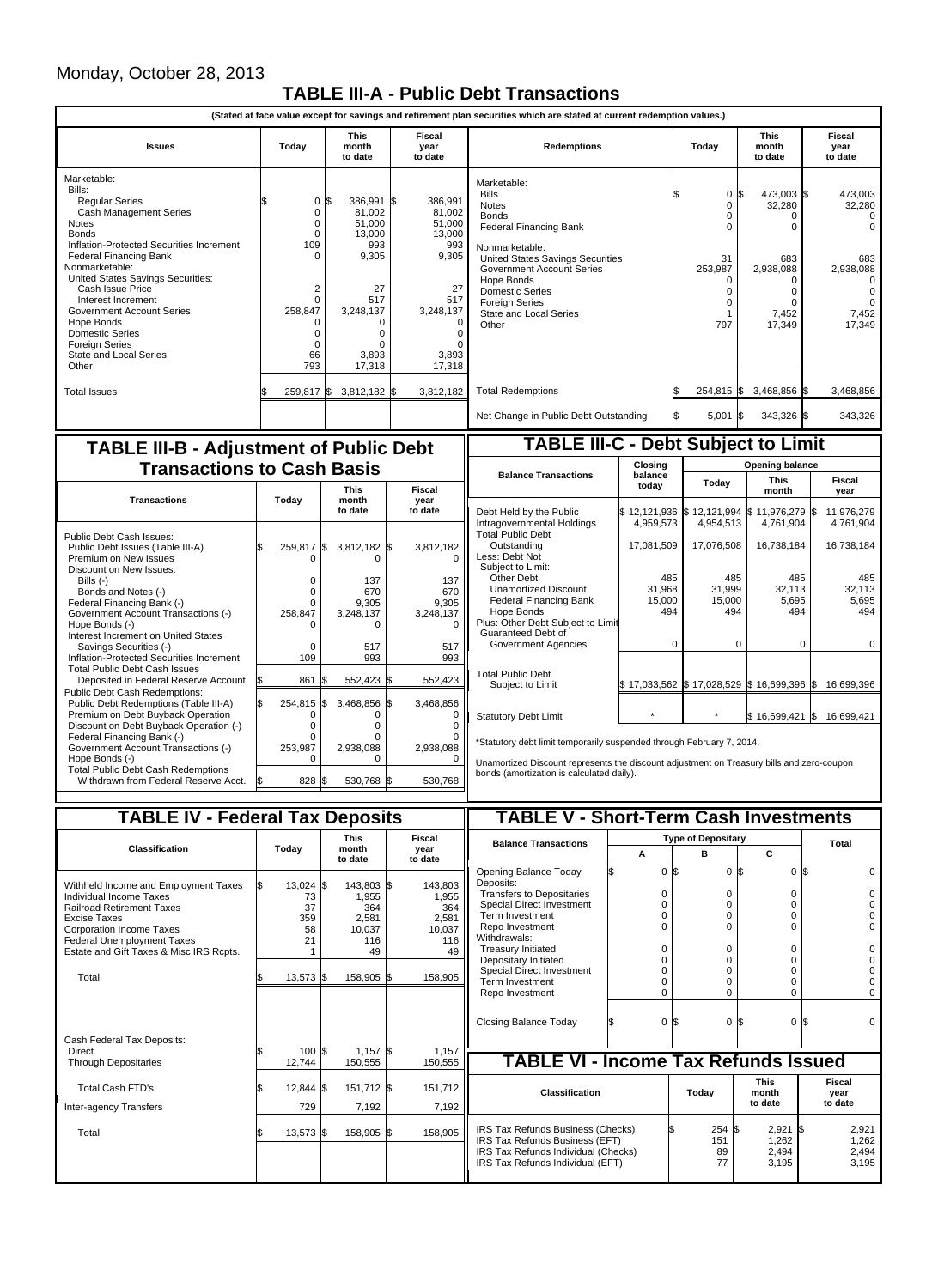Monday, October 28, 2013

## TABLE III-A - Public Debt Transactions

(Stated at face value except for savings and retirement plan securities which are stated at current redemption values.)

| Issues | Today | This month to date | Fiscal year to date |
|---|---|---|---|
| Marketable: | | | |
| Bills: | | | |
| Regular Series | $ 0 | $ 386,991 | $ 386,991 |
| Cash Management Series | 0 | 81,002 | 81,002 |
| Notes | 0 | 51,000 | 51,000 |
| Bonds | 0 | 13,000 | 13,000 |
| Inflation-Protected Securities Increment | 109 | 993 | 993 |
| Federal Financing Bank | 0 | 9,305 | 9,305 |
| Nonmarketable: | | | |
| United States Savings Securities: | | | |
| Cash Issue Price | 2 | 27 | 27 |
| Interest Increment | 0 | 517 | 517 |
| Government Account Series | 258,847 | 3,248,137 | 3,248,137 |
| Hope Bonds | 0 | 0 | 0 |
| Domestic Series | 0 | 0 | 0 |
| Foreign Series | 0 | 0 | 0 |
| State and Local Series | 66 | 3,893 | 3,893 |
| Other | 793 | 17,318 | 17,318 |
| Total Issues | $ 259,817 | $ 3,812,182 | $ 3,812,182 |

| Redemptions | Today | This month to date | Fiscal year to date |
|---|---|---|---|
| Marketable: | | | |
| Bills | $ 0 | $ 473,003 | $ 473,003 |
| Notes | 0 | 32,280 | 32,280 |
| Bonds | 0 | 0 | 0 |
| Federal Financing Bank | 0 | 0 | 0 |
| Nonmarketable: | | | |
| United States Savings Securities | 31 | 683 | 683 |
| Government Account Series | 253,987 | 2,938,088 | 2,938,088 |
| Hope Bonds | 0 | 0 | 0 |
| Domestic Series | 0 | 0 | 0 |
| Foreign Series | 0 | 0 | 0 |
| State and Local Series | 1 | 7,452 | 7,452 |
| Other | 797 | 17,349 | 17,349 |
| Total Redemptions | $ 254,815 | $ 3,468,856 | $ 3,468,856 |
| Net Change in Public Debt Outstanding | $ 5,001 | $ 343,326 | $ 343,326 |

## TABLE III-B - Adjustment of Public Debt Transactions to Cash Basis

| Transactions | Today | This month to date | Fiscal year to date |
|---|---|---|---|
| Public Debt Cash Issues: | | | |
| Public Debt Issues (Table III-A) | $ 259,817 | $ 3,812,182 | $ 3,812,182 |
| Premium on New Issues | 0 | 0 | 0 |
| Discount on New Issues: | | | |
| Bills (-) | 0 | 137 | 137 |
| Bonds and Notes (-) | 0 | 670 | 670 |
| Federal Financing Bank (-) | 0 | 9,305 | 9,305 |
| Government Account Transactions (-) | 258,847 | 3,248,137 | 3,248,137 |
| Hope Bonds (-) | 0 | 0 | 0 |
| Interest Increment on United States Savings Securities (-) | 0 | 517 | 517 |
| Inflation-Protected Securities Increment | 109 | 993 | 993 |
| Total Public Debt Cash Issues Deposited in Federal Reserve Account | $ 861 | $ 552,423 | $ 552,423 |
| Public Debt Cash Redemptions: | | | |
| Public Debt Redemptions (Table III-A) | $ 254,815 | $ 3,468,856 | $ 3,468,856 |
| Premium on Debt Buyback Operation | 0 | 0 | 0 |
| Discount on Debt Buyback Operation (-) | 0 | 0 | 0 |
| Federal Financing Bank (-) | 0 | 0 | 0 |
| Government Account Transactions (-) | 253,987 | 2,938,088 | 2,938,088 |
| Hope Bonds (-) | 0 | 0 | 0 |
| Total Public Debt Cash Redemptions Withdrawn from Federal Reserve Acct. | $ 828 | $ 530,768 | $ 530,768 |

## TABLE III-C - Debt Subject to Limit

| Balance Transactions | Closing balance today | Opening balance Today | Opening balance This month | Opening balance Fiscal year |
|---|---|---|---|---|
| Debt Held by the Public | $ 12,121,936 | $ 12,121,994 | $ 11,976,279 | $ 11,976,279 |
| Intragovernmental Holdings | 4,959,573 | 4,954,513 | 4,761,904 | 4,761,904 |
| Total Public Debt Outstanding | 17,081,509 | 17,076,508 | 16,738,184 | 16,738,184 |
| Less: Debt Not Subject to Limit: | | | | |
| Other Debt | 485 | 485 | 485 | 485 |
| Unamortized Discount | 31,968 | 31,999 | 32,113 | 32,113 |
| Federal Financing Bank | 15,000 | 15,000 | 5,695 | 5,695 |
| Hope Bonds | 494 | 494 | 494 | 494 |
| Plus: Other Debt Subject to Limit | | | | |
| Guaranteed Debt of Government Agencies | 0 | 0 | 0 | 0 |
| Total Public Debt Subject to Limit | $ 17,033,562 | $ 17,028,529 | $ 16,699,396 | $ 16,699,396 |
| Statutory Debt Limit | * | * | $ 16,699,421 | $ 16,699,421 |

*Statutory debt limit temporarily suspended through February 7, 2014.

Unamortized Discount represents the discount adjustment on Treasury bills and zero-coupon bonds (amortization is calculated daily).

## TABLE IV - Federal Tax Deposits

| Classification | Today | This month to date | Fiscal year to date |
|---|---|---|---|
| Withheld Income and Employment Taxes | $ 13,024 | $ 143,803 | $ 143,803 |
| Individual Income Taxes | 73 | 1,955 | 1,955 |
| Railroad Retirement Taxes | 37 | 364 | 364 |
| Excise Taxes | 359 | 2,581 | 2,581 |
| Corporation Income Taxes | 58 | 10,037 | 10,037 |
| Federal Unemployment Taxes | 21 | 116 | 116 |
| Estate and Gift Taxes & Misc IRS Rcpts. | 1 | 49 | 49 |
| Total | $ 13,573 | $ 158,905 | $ 158,905 |
| Cash Federal Tax Deposits: | | | |
| Direct | $ 100 | $ 1,157 | $ 1,157 |
| Through Depositaries | 12,744 | 150,555 | 150,555 |
| Total Cash FTD's | $ 12,844 | $ 151,712 | $ 151,712 |
| Inter-agency Transfers | 729 | 7,192 | 7,192 |
| Total | $ 13,573 | $ 158,905 | $ 158,905 |

## TABLE V - Short-Term Cash Investments

| Balance Transactions | Type of Depositary A | Type of Depositary B | Type of Depositary C | Total |
|---|---|---|---|---|
| Opening Balance Today | $ 0 | $ 0 | $ 0 | $ 0 |
| Deposits: | | | | |
| Transfers to Depositaries | 0 | 0 | 0 | 0 |
| Special Direct Investment | 0 | 0 | 0 | 0 |
| Term Investment | 0 | 0 | 0 | 0 |
| Repo Investment | 0 | 0 | 0 | 0 |
| Withdrawals: | | | | |
| Treasury Initiated | 0 | 0 | 0 | 0 |
| Depositary Initiated | 0 | 0 | 0 | 0 |
| Special Direct Investment | 0 | 0 | 0 | 0 |
| Term Investment | 0 | 0 | 0 | 0 |
| Repo Investment | 0 | 0 | 0 | 0 |
| Closing Balance Today | $ 0 | $ 0 | $ 0 | $ 0 |

## TABLE VI - Income Tax Refunds Issued

| Classification | Today | This month to date | Fiscal year to date |
|---|---|---|---|
| IRS Tax Refunds Business (Checks) | $ 254 | $ 2,921 | $ 2,921 |
| IRS Tax Refunds Business (EFT) | 151 | 1,262 | 1,262 |
| IRS Tax Refunds Individual (Checks) | 89 | 2,494 | 2,494 |
| IRS Tax Refunds Individual (EFT) | 77 | 3,195 | 3,195 |